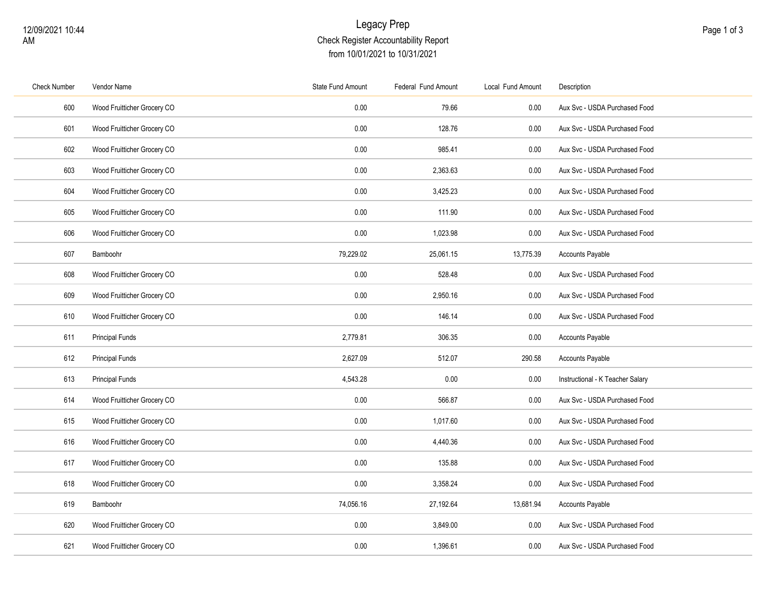# Legacy Prep

## Check Register Accountability Report

from 10/01/2021 to 10/31/2021

12/09/2021 10:44 AM

| Check Number | Vendor Name | State Fund Amount | Federal Fund Amount | Local Fund Amount | Description |
|---|---|---|---|---|---|
| 600 | Wood Fruitticher Grocery CO | 0.00 | 79.66 | 0.00 | Aux Svc - USDA Purchased Food |
| 601 | Wood Fruitticher Grocery CO | 0.00 | 128.76 | 0.00 | Aux Svc - USDA Purchased Food |
| 602 | Wood Fruitticher Grocery CO | 0.00 | 985.41 | 0.00 | Aux Svc - USDA Purchased Food |
| 603 | Wood Fruitticher Grocery CO | 0.00 | 2,363.63 | 0.00 | Aux Svc - USDA Purchased Food |
| 604 | Wood Fruitticher Grocery CO | 0.00 | 3,425.23 | 0.00 | Aux Svc - USDA Purchased Food |
| 605 | Wood Fruitticher Grocery CO | 0.00 | 111.90 | 0.00 | Aux Svc - USDA Purchased Food |
| 606 | Wood Fruitticher Grocery CO | 0.00 | 1,023.98 | 0.00 | Aux Svc - USDA Purchased Food |
| 607 | Bamboohr | 79,229.02 | 25,061.15 | 13,775.39 | Accounts Payable |
| 608 | Wood Fruitticher Grocery CO | 0.00 | 528.48 | 0.00 | Aux Svc - USDA Purchased Food |
| 609 | Wood Fruitticher Grocery CO | 0.00 | 2,950.16 | 0.00 | Aux Svc - USDA Purchased Food |
| 610 | Wood Fruitticher Grocery CO | 0.00 | 146.14 | 0.00 | Aux Svc - USDA Purchased Food |
| 611 | Principal Funds | 2,779.81 | 306.35 | 0.00 | Accounts Payable |
| 612 | Principal Funds | 2,627.09 | 512.07 | 290.58 | Accounts Payable |
| 613 | Principal Funds | 4,543.28 | 0.00 | 0.00 | Instructional - K Teacher Salary |
| 614 | Wood Fruitticher Grocery CO | 0.00 | 566.87 | 0.00 | Aux Svc - USDA Purchased Food |
| 615 | Wood Fruitticher Grocery CO | 0.00 | 1,017.60 | 0.00 | Aux Svc - USDA Purchased Food |
| 616 | Wood Fruitticher Grocery CO | 0.00 | 4,440.36 | 0.00 | Aux Svc - USDA Purchased Food |
| 617 | Wood Fruitticher Grocery CO | 0.00 | 135.88 | 0.00 | Aux Svc - USDA Purchased Food |
| 618 | Wood Fruitticher Grocery CO | 0.00 | 3,358.24 | 0.00 | Aux Svc - USDA Purchased Food |
| 619 | Bamboohr | 74,056.16 | 27,192.64 | 13,681.94 | Accounts Payable |
| 620 | Wood Fruitticher Grocery CO | 0.00 | 3,849.00 | 0.00 | Aux Svc - USDA Purchased Food |
| 621 | Wood Fruitticher Grocery CO | 0.00 | 1,396.61 | 0.00 | Aux Svc - USDA Purchased Food |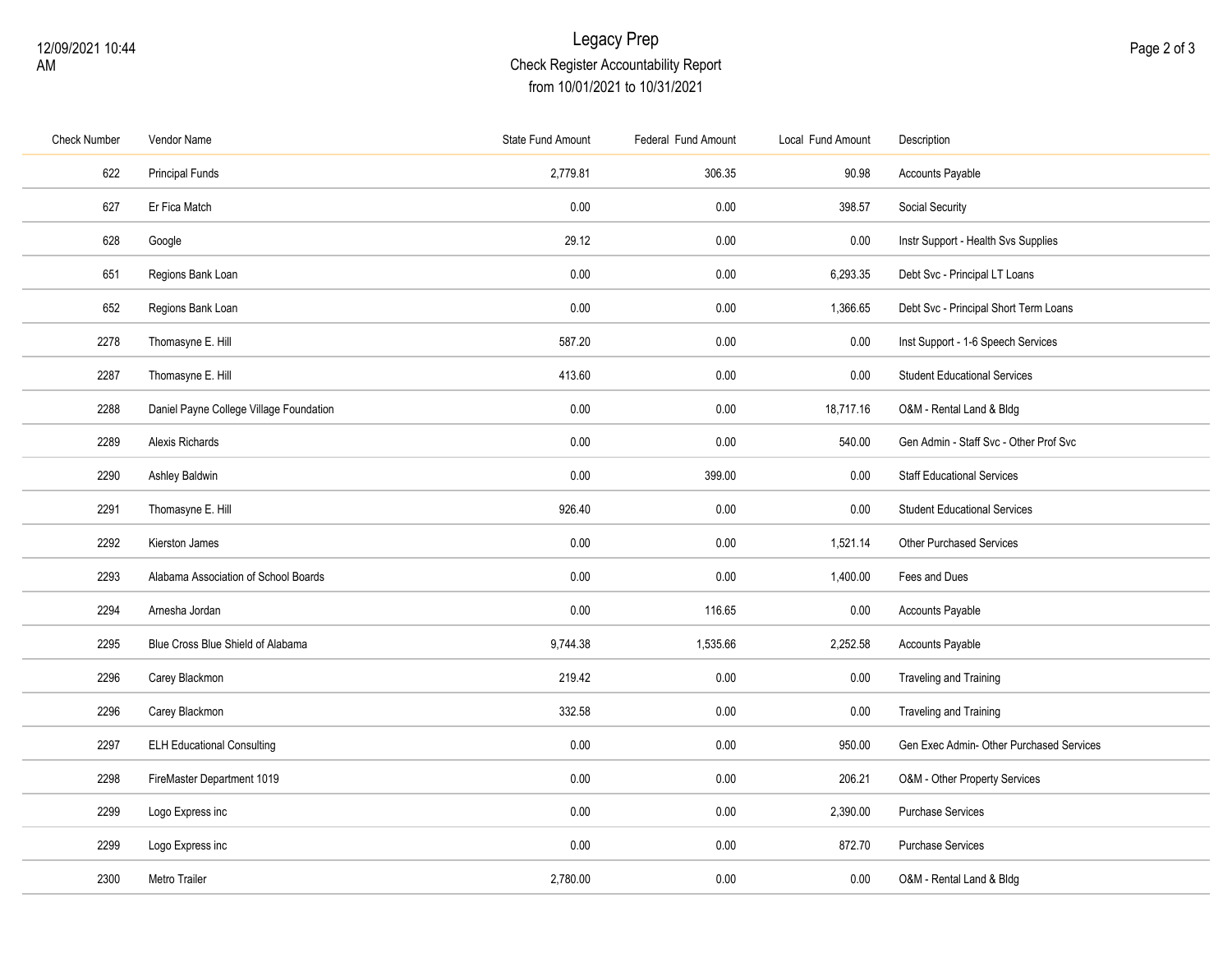# Legacy Prep

## Check Register Accountability Report

from 10/01/2021 to 10/31/2021

| Check Number | Vendor Name | State Fund Amount | Federal Fund Amount | Local Fund Amount | Description |
|---|---|---|---|---|---|
| 622 | Principal Funds | 2,779.81 | 306.35 | 90.98 | Accounts Payable |
| 627 | Er Fica Match | 0.00 | 0.00 | 398.57 | Social Security |
| 628 | Google | 29.12 | 0.00 | 0.00 | Instr Support - Health Svs Supplies |
| 651 | Regions Bank Loan | 0.00 | 0.00 | 6,293.35 | Debt Svc - Principal LT Loans |
| 652 | Regions Bank Loan | 0.00 | 0.00 | 1,366.65 | Debt Svc - Principal Short Term Loans |
| 2278 | Thomasyne E. Hill | 587.20 | 0.00 | 0.00 | Inst Support - 1-6 Speech Services |
| 2287 | Thomasyne E. Hill | 413.60 | 0.00 | 0.00 | Student Educational Services |
| 2288 | Daniel Payne College Village Foundation | 0.00 | 0.00 | 18,717.16 | O&M - Rental Land & Bldg |
| 2289 | Alexis Richards | 0.00 | 0.00 | 540.00 | Gen Admin - Staff Svc - Other Prof Svc |
| 2290 | Ashley Baldwin | 0.00 | 399.00 | 0.00 | Staff Educational Services |
| 2291 | Thomasyne E. Hill | 926.40 | 0.00 | 0.00 | Student Educational Services |
| 2292 | Kierston James | 0.00 | 0.00 | 1,521.14 | Other Purchased Services |
| 2293 | Alabama Association of School Boards | 0.00 | 0.00 | 1,400.00 | Fees and Dues |
| 2294 | Arnesha Jordan | 0.00 | 116.65 | 0.00 | Accounts Payable |
| 2295 | Blue Cross Blue Shield of Alabama | 9,744.38 | 1,535.66 | 2,252.58 | Accounts Payable |
| 2296 | Carey Blackmon | 219.42 | 0.00 | 0.00 | Traveling and Training |
| 2296 | Carey Blackmon | 332.58 | 0.00 | 0.00 | Traveling and Training |
| 2297 | ELH Educational Consulting | 0.00 | 0.00 | 950.00 | Gen Exec Admin- Other Purchased Services |
| 2298 | FireMaster Department 1019 | 0.00 | 0.00 | 206.21 | O&M - Other Property Services |
| 2299 | Logo Express inc | 0.00 | 0.00 | 2,390.00 | Purchase Services |
| 2299 | Logo Express inc | 0.00 | 0.00 | 872.70 | Purchase Services |
| 2300 | Metro Trailer | 2,780.00 | 0.00 | 0.00 | O&M - Rental Land & Bldg |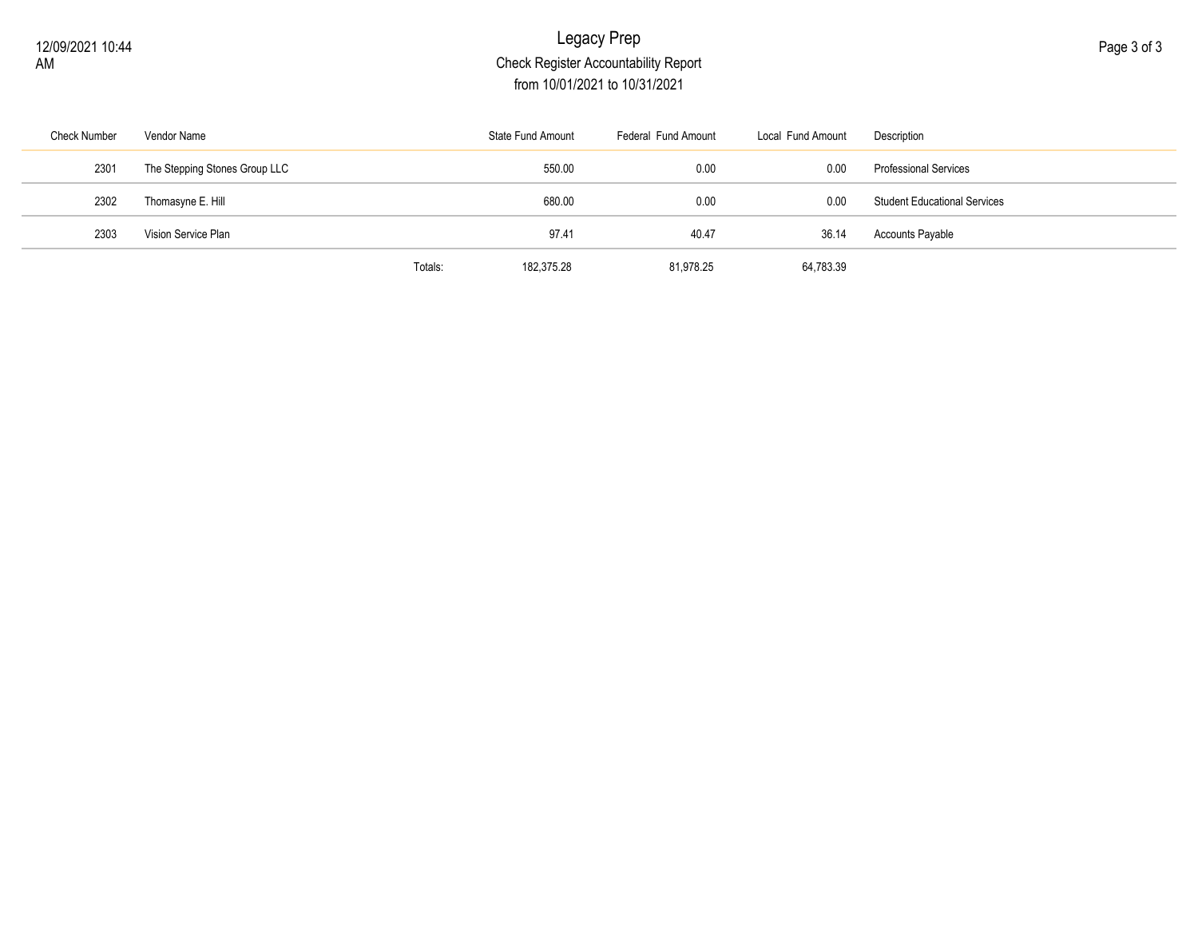# Legacy Prep

## Check Register Accountability Report

from 10/01/2021 to 10/31/2021

| Check Number | Vendor Name | | State Fund Amount | Federal Fund Amount | Local Fund Amount | Description |
|---|---|---|---|---|---|---|
| 2301 | The Stepping Stones Group LLC | | 550.00 | 0.00 | 0.00 | Professional Services |
| 2302 | Thomasyne E. Hill | | 680.00 | 0.00 | 0.00 | Student Educational Services |
| 2303 | Vision Service Plan | | 97.41 | 40.47 | 36.14 | Accounts Payable |
| | | Totals: | 182,375.28 | 81,978.25 | 64,783.39 | |